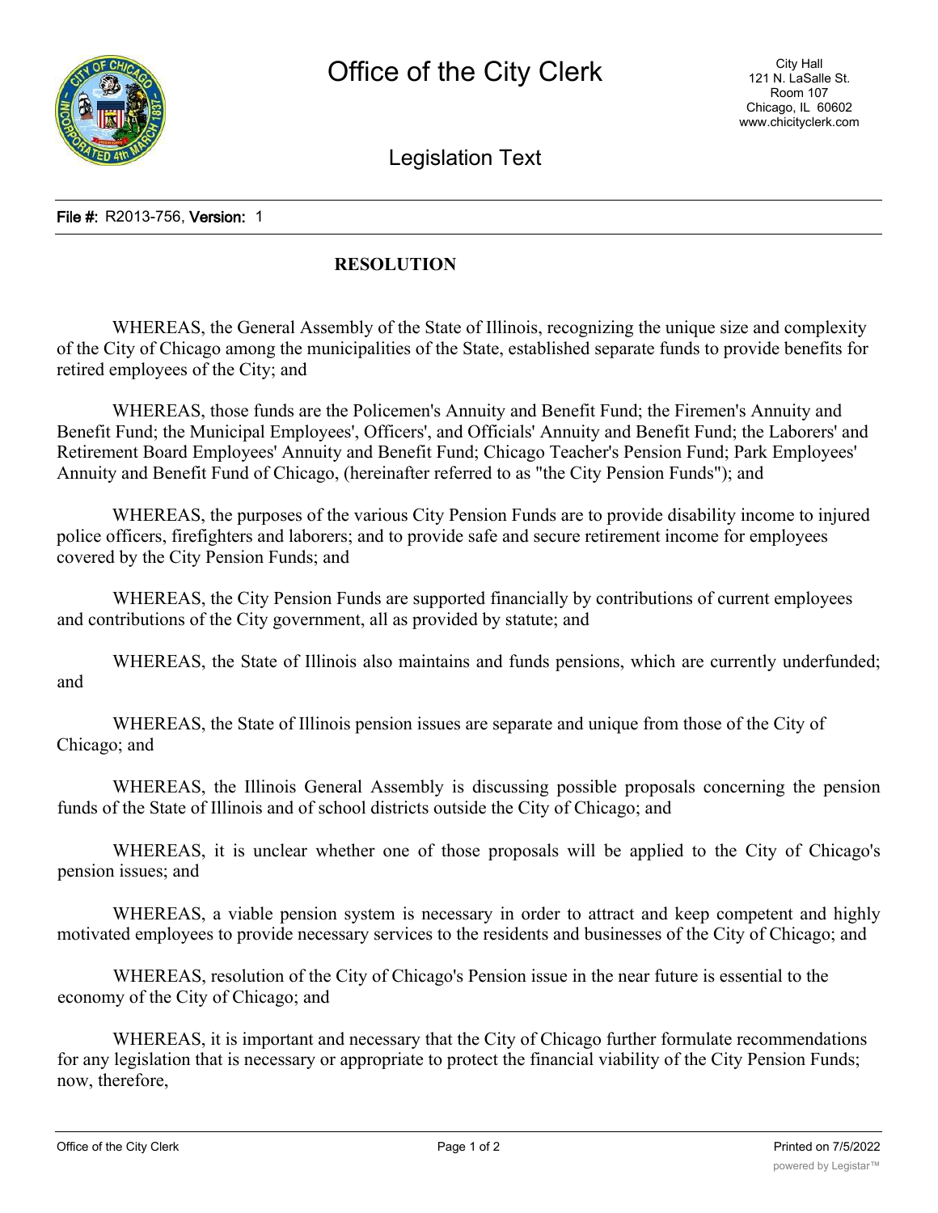# Office of the City Clerk

City Hall
121 N. LaSalle St.
Room 107
Chicago, IL 60602
www.chicityclerk.com

## Legislation Text

**File #:** R2013-756, **Version:** 1

**RESOLUTION**

WHEREAS, the General Assembly of the State of Illinois, recognizing the unique size and complexity of the City of Chicago among the municipalities of the State, established separate funds to provide benefits for retired employees of the City; and

WHEREAS, those funds are the Policemen's Annuity and Benefit Fund; the Firemen's Annuity and Benefit Fund; the Municipal Employees', Officers', and Officials' Annuity and Benefit Fund; the Laborers' and Retirement Board Employees' Annuity and Benefit Fund; Chicago Teacher's Pension Fund; Park Employees' Annuity and Benefit Fund of Chicago, (hereinafter referred to as "the City Pension Funds"); and

WHEREAS, the purposes of the various City Pension Funds are to provide disability income to injured police officers, firefighters and laborers; and to provide safe and secure retirement income for employees covered by the City Pension Funds; and

WHEREAS, the City Pension Funds are supported financially by contributions of current employees and contributions of the City government, all as provided by statute; and

WHEREAS, the State of Illinois also maintains and funds pensions, which are currently underfunded; and

WHEREAS, the State of Illinois pension issues are separate and unique from those of the City of Chicago; and

WHEREAS, the Illinois General Assembly is discussing possible proposals concerning the pension funds of the State of Illinois and of school districts outside the City of Chicago; and

WHEREAS, it is unclear whether one of those proposals will be applied to the City of Chicago's pension issues; and

WHEREAS, a viable pension system is necessary in order to attract and keep competent and highly motivated employees to provide necessary services to the residents and businesses of the City of Chicago; and

WHEREAS, resolution of the City of Chicago's Pension issue in the near future is essential to the economy of the City of Chicago; and

WHEREAS, it is important and necessary that the City of Chicago further formulate recommendations for any legislation that is necessary or appropriate to protect the financial viability of the City Pension Funds; now, therefore,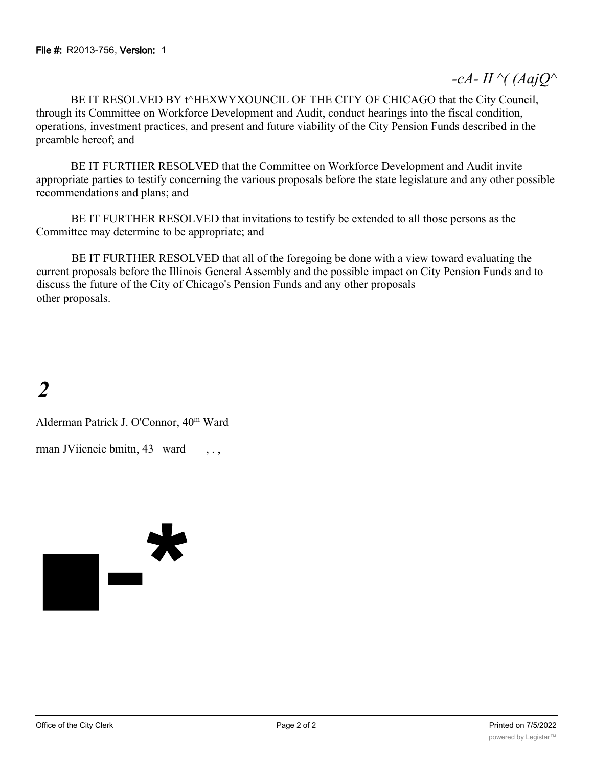*-cA- II ^( (AajQ^*

BE IT RESOLVED BY t^HEXWYXOUNCIL OF THE CITY OF CHICAGO that the City Council, through its Committee on Workforce Development and Audit, conduct hearings into the fiscal condition, operations, investment practices, and present and future viability of the City Pension Funds described in the preamble hereof; and

BE IT FURTHER RESOLVED that the Committee on Workforce Development and Audit invite appropriate parties to testify concerning the various proposals before the state legislature and any other possible recommendations and plans; and

BE IT FURTHER RESOLVED that invitations to testify be extended to all those persons as the Committee may determine to be appropriate; and

BE IT FURTHER RESOLVED that all of the foregoing be done with a view toward evaluating the current proposals before the Illinois General Assembly and the possible impact on City Pension Funds and to discuss the future of the City of Chicago's Pension Funds and any other proposals other proposals.

***2***

Alderman Patrick J. O'Connor, 40th Ward

rman JViicneie bmitn, 43 ward , . ,

■-*